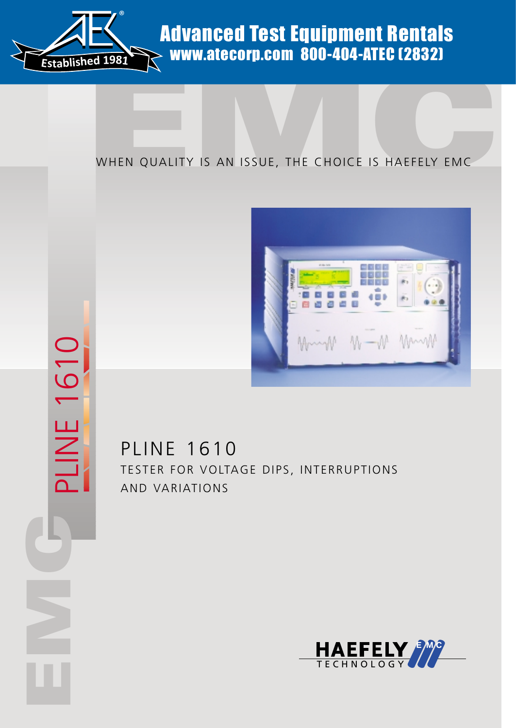Advanced Test Equipment Rentals
www.atecorp.com 800-404-ATEC (2832)

Established 1981

EMC

WHEN QUALITY IS AN ISSUE, THE CHOICE IS HAEFELY EMC

PLINE 1610

# PLINE 1610

## TESTER FOR VOLTAGE DIPS, INTERRUPTIONS AND VARIATIONS

HAEFELY TECHNOLOGY EMC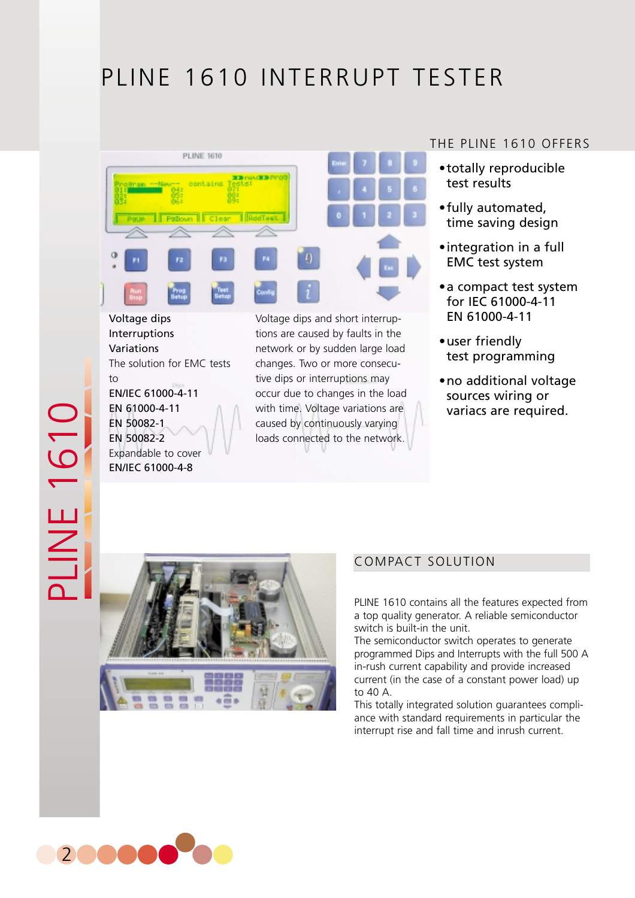# PLINE 1610 INTERRUPT TESTER

Voltage dips
Interruptions
Variations
The solution for EMC tests to
EN/IEC 61000-4-11
EN 61000-4-11
EN 50082-1
EN 50082-2
Expandable to cover
EN/IEC 61000-4-8

Voltage dips and short interruptions are caused by faults in the network or by sudden large load changes. Two or more consecutive dips or interruptions may occur due to changes in the load with time. Voltage variations are caused by continuously varying loads connected to the network.

## THE PLINE 1610 OFFERS

- totally reproducible test results
- fully automated, time saving design
- integration in a full EMC test system
- a compact test system for IEC 61000-4-11 EN 61000-4-11
- user friendly test programming
- no additional voltage sources wiring or variacs are required.

## COMPACT SOLUTION

PLINE 1610 contains all the features expected from a top quality generator. A reliable semiconductor switch is built-in the unit.
The semiconductor switch operates to generate programmed Dips and Interrupts with the full 500 A in-rush current capability and provide increased current (in the case of a constant power load) up to 40 A.
This totally integrated solution guarantees compliance with standard requirements in particular the interrupt rise and fall time and inrush current.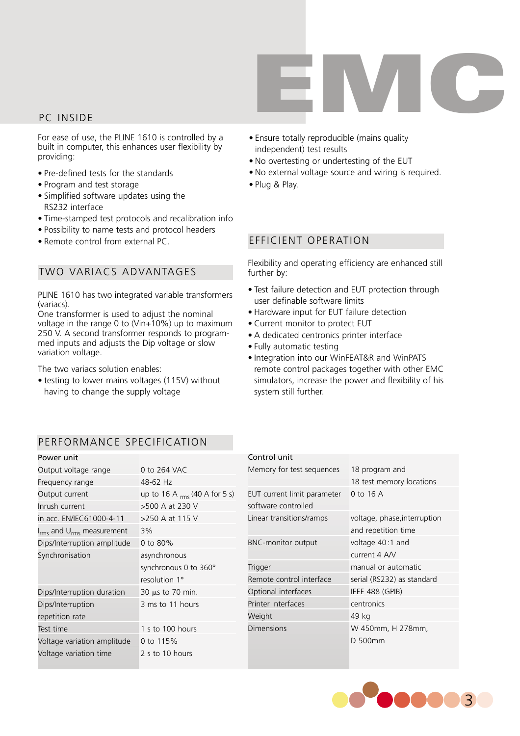## PC INSIDE

For ease of use, the PLINE 1610 is controlled by a built in computer, this enhances user flexibility by providing:

- Pre-defined tests for the standards
- Program and test storage
- Simplified software updates using the RS232 interface
- Time-stamped test protocols and recalibration info
- Possibility to name tests and protocol headers
- Remote control from external PC.

## TWO VARIACS ADVANTAGES

PLINE 1610 has two integrated variable transformers (variacs).
One transformer is used to adjust the nominal voltage in the range 0 to (Vin+10%) up to maximum 250 V. A second transformer responds to programmed inputs and adjusts the Dip voltage or slow variation voltage.

The two variacs solution enables:

- testing to lower mains voltages (115V) without having to change the supply voltage
- Ensure totally reproducible (mains quality independent) test results
- No overtesting or undertesting of the EUT
- No external voltage source and wiring is required.
- Plug & Play.

## EFFICIENT OPERATION

Flexibility and operating efficiency are enhanced still further by:

- Test failure detection and EUT protection through user definable software limits
- Hardware input for EUT failure detection
- Current monitor to protect EUT
- A dedicated centronics printer interface
- Fully automatic testing
- Integration into our WinFEAT&R and WinPATS remote control packages together with other EMC simulators, increase the power and flexibility of his system still further.

## PERFORMANCE SPECIFICATION

| Power unit | |
|---|---|
| Output voltage range | 0 to 264 VAC |
| Frequency range | 48-62 Hz |
| Output current | up to 16 A $_{rms}$ (40 A for 5 s) |
| Inrush current | >500 A at 230 V |
| in acc. EN/IEC61000-4-11 | >250 A at 115 V |
| $I_{rms}$ and $U_{rms}$ measurement | 3% |
| Dips/Interruption amplitude | 0 to 80% |
| Synchronisation | asynchronous<br>synchronous 0 to 360°<br>resolution 1° |
| Dips/Interruption duration | 30 µs to 70 min. |
| Dips/Interruption repetition rate | 3 ms to 11 hours |
| Test time | 1 s to 100 hours |
| Voltage variation amplitude | 0 to 115% |
| Voltage variation time | 2 s to 10 hours |

| Control unit | |
|---|---|
| Memory for test sequences | 18 program and 18 test memory locations |
| EUT current limit parameter software controlled | 0 to 16 A |
| Linear transitions/ramps | voltage, phase, interruption and repetition time |
| BNC-monitor output | voltage 40:1 and current 4 A/V |
| Trigger | manual or automatic |
| Remote control interface | serial (RS232) as standard |
| Optional interfaces | IEEE 488 (GPIB) |
| Printer interfaces | centronics |
| Weight | 49 kg |
| Dimensions | W 450mm, H 278mm, D 500mm |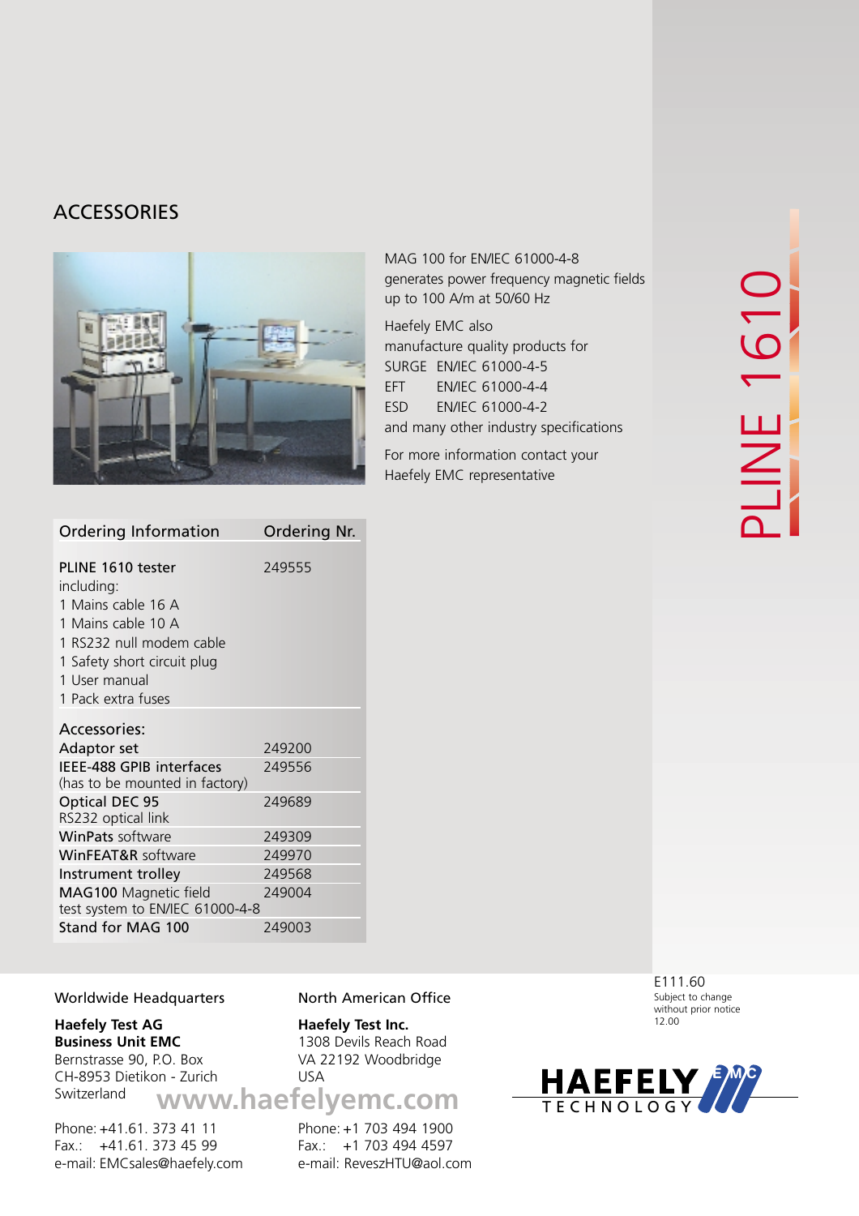## ACCESSORIES

MAG 100 for EN/IEC 61000-4-8 generates power frequency magnetic fields up to 100 A/m at 50/60 Hz

Haefely EMC also manufacture quality products for

SURGE EN/IEC 61000-4-5
EFT EN/IEC 61000-4-4
ESD EN/IEC 61000-4-2

and many other industry specifications

For more information contact your Haefely EMC representative

PLINE 1610

| Ordering Information | Ordering Nr. |
|---|---|
| PLINE 1610 tester<br>including:<br>1 Mains cable 16 A<br>1 Mains cable 10 A<br>1 RS232 null modem cable<br>1 Safety short circuit plug<br>1 User manual<br>1 Pack extra fuses | 249555 |
| Accessories: | |
| Adaptor set | 249200 |
| IEEE-488 GPIB interfaces<br>(has to be mounted in factory) | 249556 |
| Optical DEC 95<br>RS232 optical link | 249689 |
| WinPats software | 249309 |
| WinFEAT&R software | 249970 |
| Instrument trolley | 249568 |
| MAG100 Magnetic field<br>test system to EN/IEC 61000-4-8 | 249004 |
| Stand for MAG 100 | 249003 |

**Worldwide Headquarters**

**Haefely Test AG**
**Business Unit EMC**
Bernstrasse 90, P.O. Box
CH-8953 Dietikon - Zurich
Switzerland

Phone: +41.61. 373 41 11
Fax.: +41.61. 373 45 99
e-mail: EMCsales@haefely.com

**North American Office**

**Haefely Test Inc.**
1308 Devils Reach Road
VA 22192 Woodbridge
USA

Phone: +1 703 494 1900
Fax.: +1 703 494 4597
e-mail: ReveszHTU@aol.com

www.haefelyemc.com

E111.60
Subject to change without prior notice
12.00

HAEFELY TECHNOLOGY EMC